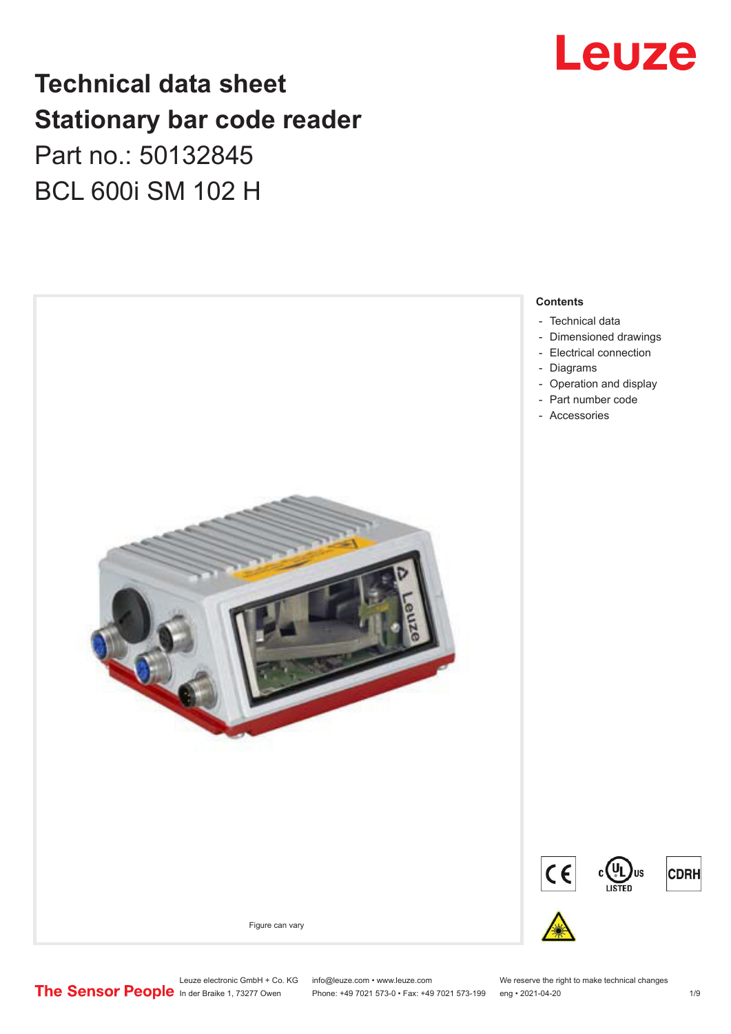# Technical data sheet
# Stationary bar code reader

Part no.: 50132845

BCL 600i SM 102 H

Figure can vary

**Contents**

- Technical data
- Dimensioned drawings
- Electrical connection
- Diagrams
- Operation and display
- Part number code
- Accessories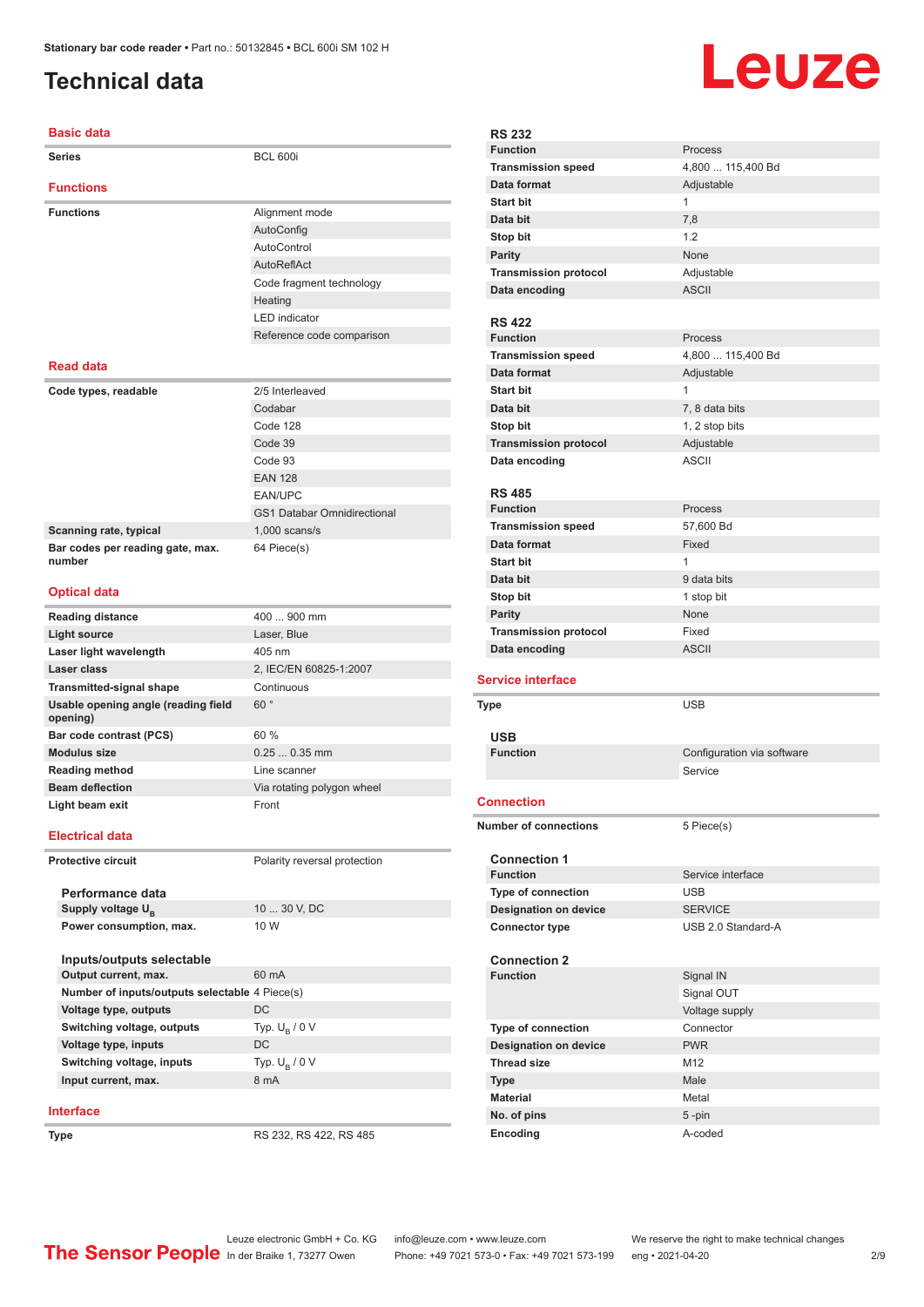# Technical data

## Basic data

| | |
|---|---|
| **Series** | BCL 600i |

## Functions

| | |
|---|---|
| **Functions** | Alignment mode |
| | AutoConfig |
| | AutoControl |
| | AutoReflAct |
| | Code fragment technology |
| | Heating |
| | LED indicator |
| | Reference code comparison |

## Read data

| | |
|---|---|
| **Code types, readable** | 2/5 Interleaved |
| | Codabar |
| | Code 128 |
| | Code 39 |
| | Code 93 |
| | EAN 128 |
| | EAN/UPC |
| | GS1 Databar Omnidirectional |
| **Scanning rate, typical** | 1,000 scans/s |
| **Bar codes per reading gate, max. number** | 64 Piece(s) |

## Optical data

| | |
|---|---|
| **Reading distance** | 400 ... 900 mm |
| **Light source** | Laser, Blue |
| **Laser light wavelength** | 405 nm |
| **Laser class** | 2, IEC/EN 60825-1:2007 |
| **Transmitted-signal shape** | Continuous |
| **Usable opening angle (reading field opening)** | 60 ° |
| **Bar code contrast (PCS)** | 60 % |
| **Modulus size** | 0.25 ... 0.35 mm |
| **Reading method** | Line scanner |
| **Beam deflection** | Via rotating polygon wheel |
| **Light beam exit** | Front |

## Electrical data

| | |
|---|---|
| **Protective circuit** | Polarity reversal protection |

### Performance data

| | |
|---|---|
| **Supply voltage $U_B$** | 10 ... 30 V, DC |
| **Power consumption, max.** | 10 W |

### Inputs/outputs selectable

| | |
|---|---|
| **Output current, max.** | 60 mA |
| **Number of inputs/outputs selectable** | 4 Piece(s) |
| **Voltage type, outputs** | DC |
| **Switching voltage, outputs** | Typ. $U_B$ / 0 V |
| **Voltage type, inputs** | DC |
| **Switching voltage, inputs** | Typ. $U_B$ / 0 V |
| **Input current, max.** | 8 mA |

## Interface

| | |
|---|---|
| **Type** | RS 232, RS 422, RS 485 |

### RS 232

| | |
|---|---|
| **Function** | Process |
| **Transmission speed** | 4,800 ... 115,400 Bd |
| **Data format** | Adjustable |
| **Start bit** | 1 |
| **Data bit** | 7,8 |
| **Stop bit** | 1.2 |
| **Parity** | None |
| **Transmission protocol** | Adjustable |
| **Data encoding** | ASCII |

### RS 422

| | |
|---|---|
| **Function** | Process |
| **Transmission speed** | 4,800 ... 115,400 Bd |
| **Data format** | Adjustable |
| **Start bit** | 1 |
| **Data bit** | 7, 8 data bits |
| **Stop bit** | 1, 2 stop bits |
| **Transmission protocol** | Adjustable |
| **Data encoding** | ASCII |

### RS 485

| | |
|---|---|
| **Function** | Process |
| **Transmission speed** | 57,600 Bd |
| **Data format** | Fixed |
| **Start bit** | 1 |
| **Data bit** | 9 data bits |
| **Stop bit** | 1 stop bit |
| **Parity** | None |
| **Transmission protocol** | Fixed |
| **Data encoding** | ASCII |

## Service interface

| | |
|---|---|
| **Type** | USB |

### USB

| | |
|---|---|
| **Function** | Configuration via software |
| | Service |

## Connection

| | |
|---|---|
| **Number of connections** | 5 Piece(s) |

### Connection 1

| | |
|---|---|
| **Function** | Service interface |
| **Type of connection** | USB |
| **Designation on device** | SERVICE |
| **Connector type** | USB 2.0 Standard-A |

### Connection 2

| | |
|---|---|
| **Function** | Signal IN |
| | Signal OUT |
| | Voltage supply |
| **Type of connection** | Connector |
| **Designation on device** | PWR |
| **Thread size** | M12 |
| **Type** | Male |
| **Material** | Metal |
| **No. of pins** | 5 -pin |
| **Encoding** | A-coded |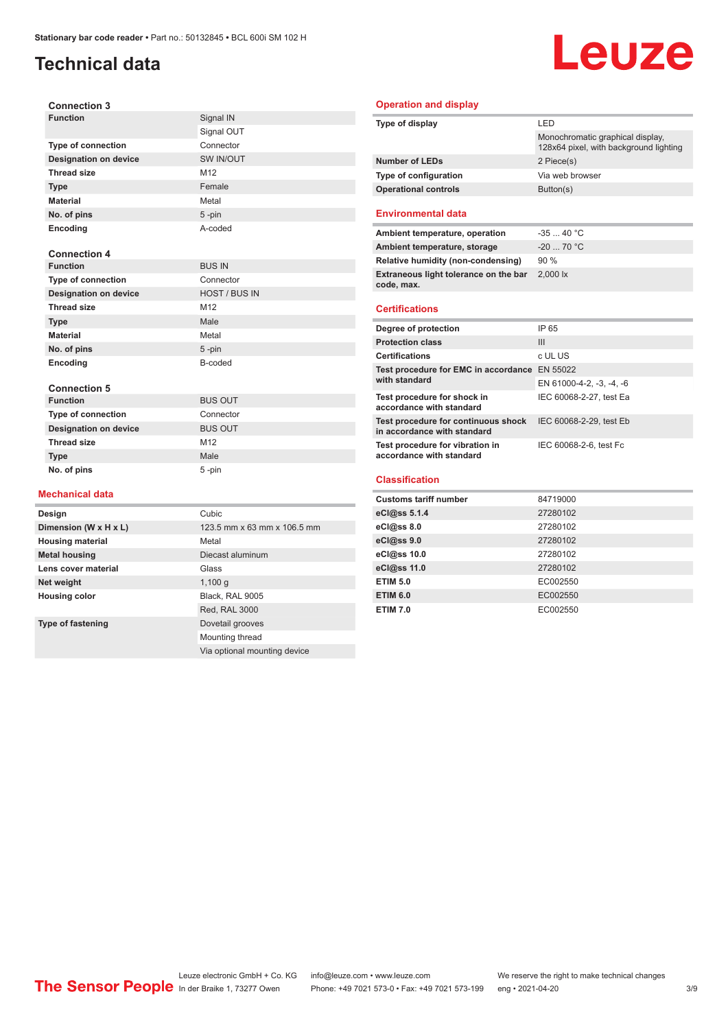# Technical data

### Connection 3

| | |
|---|---|
| **Function** | Signal IN |
| | Signal OUT |
| **Type of connection** | Connector |
| **Designation on device** | SW IN/OUT |
| **Thread size** | M12 |
| **Type** | Female |
| **Material** | Metal |
| **No. of pins** | 5 -pin |
| **Encoding** | A-coded |

### Connection 4

| | |
|---|---|
| **Function** | BUS IN |
| **Type of connection** | Connector |
| **Designation on device** | HOST / BUS IN |
| **Thread size** | M12 |
| **Type** | Male |
| **Material** | Metal |
| **No. of pins** | 5 -pin |
| **Encoding** | B-coded |

### Connection 5

| | |
|---|---|
| **Function** | BUS OUT |
| **Type of connection** | Connector |
| **Designation on device** | BUS OUT |
| **Thread size** | M12 |
| **Type** | Male |
| **No. of pins** | 5 -pin |

## Mechanical data

| | |
|---|---|
| **Design** | Cubic |
| **Dimension (W x H x L)** | 123.5 mm x 63 mm x 106.5 mm |
| **Housing material** | Metal |
| **Metal housing** | Diecast aluminum |
| **Lens cover material** | Glass |
| **Net weight** | 1,100 g |
| **Housing color** | Black, RAL 9005 |
| | Red, RAL 3000 |
| **Type of fastening** | Dovetail grooves |
| | Mounting thread |
| | Via optional mounting device |

## Operation and display

| | |
|---|---|
| **Type of display** | LED |
| | Monochromatic graphical display, 128x64 pixel, with background lighting |
| **Number of LEDs** | 2 Piece(s) |
| **Type of configuration** | Via web browser |
| **Operational controls** | Button(s) |

## Environmental data

| | |
|---|---|
| **Ambient temperature, operation** | -35 ... 40 °C |
| **Ambient temperature, storage** | -20 ... 70 °C |
| **Relative humidity (non-condensing)** | 90 % |
| **Extraneous light tolerance on the bar code, max.** | 2,000 lx |

## Certifications

| | |
|---|---|
| **Degree of protection** | IP 65 |
| **Protection class** | III |
| **Certifications** | c UL US |
| **Test procedure for EMC in accordance with standard** | EN 55022 |
| | EN 61000-4-2, -3, -4, -6 |
| **Test procedure for shock in accordance with standard** | IEC 60068-2-27, test Ea |
| **Test procedure for continuous shock in accordance with standard** | IEC 60068-2-29, test Eb |
| **Test procedure for vibration in accordance with standard** | IEC 60068-2-6, test Fc |

## Classification

| | |
|---|---|
| **Customs tariff number** | 84719000 |
| **eCl@ss 5.1.4** | 27280102 |
| **eCl@ss 8.0** | 27280102 |
| **eCl@ss 9.0** | 27280102 |
| **eCl@ss 10.0** | 27280102 |
| **eCl@ss 11.0** | 27280102 |
| **ETIM 5.0** | EC002550 |
| **ETIM 6.0** | EC002550 |
| **ETIM 7.0** | EC002550 |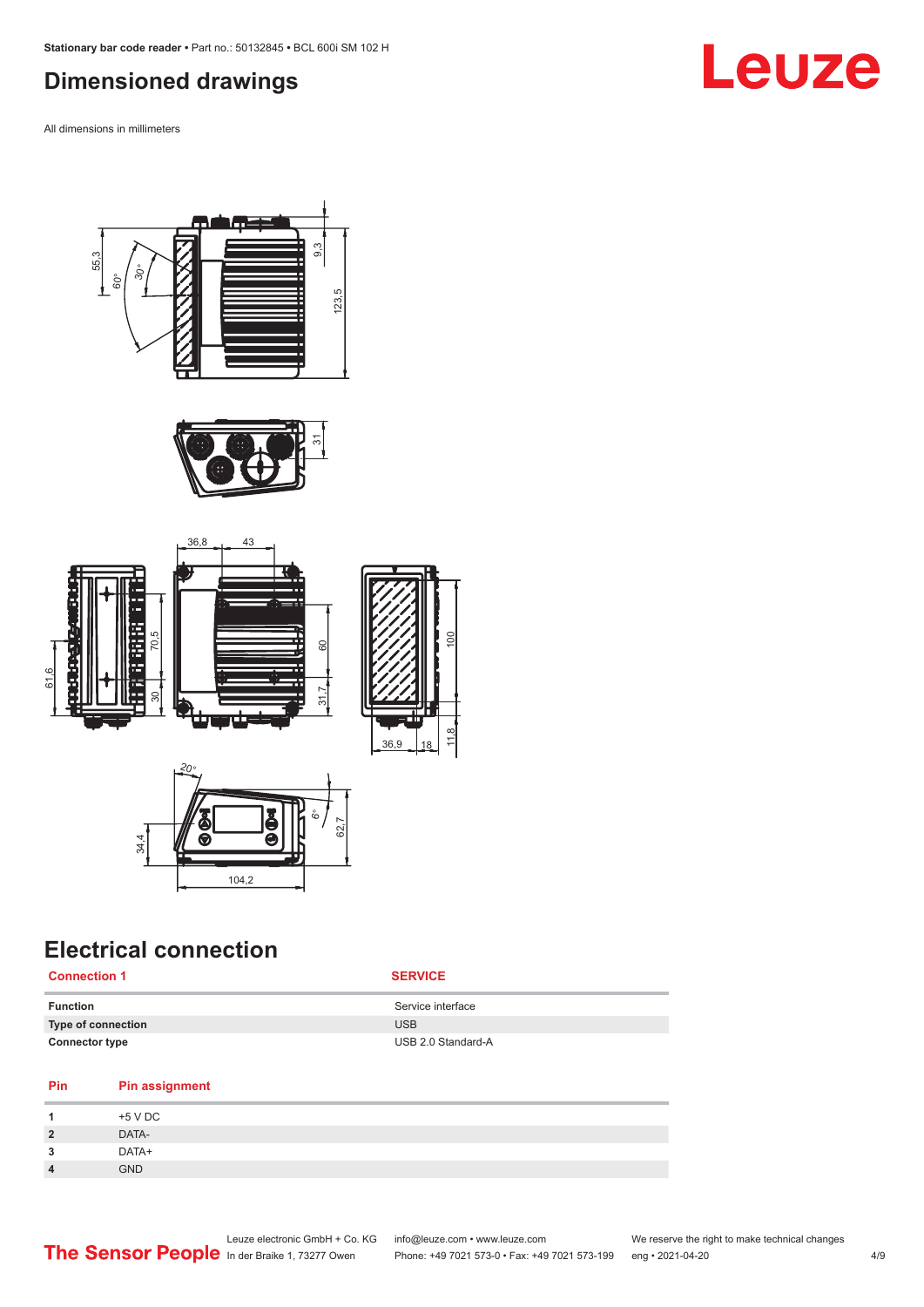# Dimensioned drawings

All dimensions in millimeters

# Electrical connection

| Connection 1 | SERVICE |
| --- | --- |
| **Function** | Service interface |
| **Type of connection** | USB |
| **Connector type** | USB 2.0 Standard-A |

| Pin | Pin assignment |
| --- | --- |
| **1** | +5 V DC |
| **2** | DATA- |
| **3** | DATA+ |
| **4** | GND |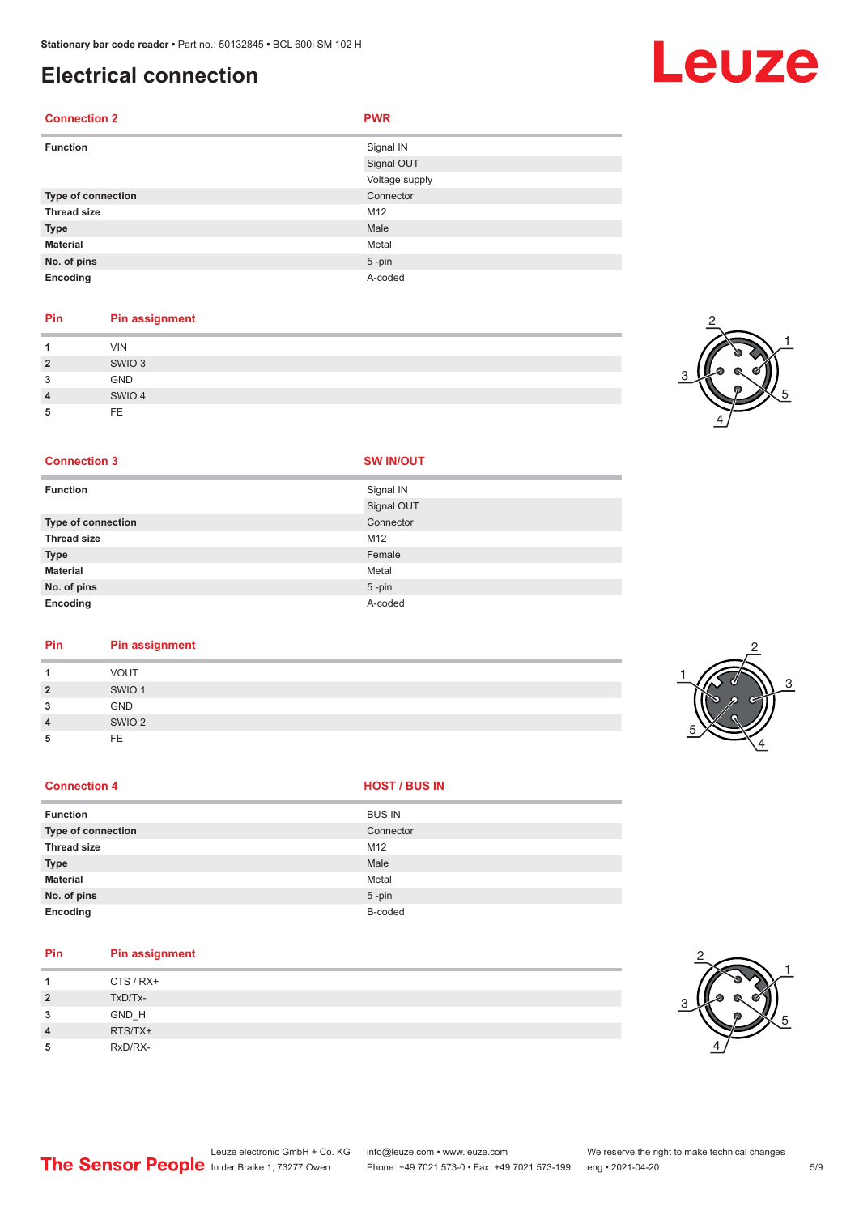# Electrical connection

| Connection 2 | PWR |
|---|---|
| **Function** | Signal IN |
| | Signal OUT |
| | Voltage supply |
| **Type of connection** | Connector |
| **Thread size** | M12 |
| **Type** | Male |
| **Material** | Metal |
| **No. of pins** | 5 -pin |
| **Encoding** | A-coded |

| Pin | Pin assignment |
|---|---|
| **1** | VIN |
| **2** | SWIO 3 |
| **3** | GND |
| **4** | SWIO 4 |
| **5** | FE |

| Connection 3 | SW IN/OUT |
|---|---|
| **Function** | Signal IN |
| | Signal OUT |
| **Type of connection** | Connector |
| **Thread size** | M12 |
| **Type** | Female |
| **Material** | Metal |
| **No. of pins** | 5 -pin |
| **Encoding** | A-coded |

| Pin | Pin assignment |
|---|---|
| **1** | VOUT |
| **2** | SWIO 1 |
| **3** | GND |
| **4** | SWIO 2 |
| **5** | FE |

| Connection 4 | HOST / BUS IN |
|---|---|
| **Function** | BUS IN |
| **Type of connection** | Connector |
| **Thread size** | M12 |
| **Type** | Male |
| **Material** | Metal |
| **No. of pins** | 5 -pin |
| **Encoding** | B-coded |

| Pin | Pin assignment |
|---|---|
| **1** | CTS / RX+ |
| **2** | TxD/Tx- |
| **3** | GND_H |
| **4** | RTS/TX+ |
| **5** | RxD/RX- |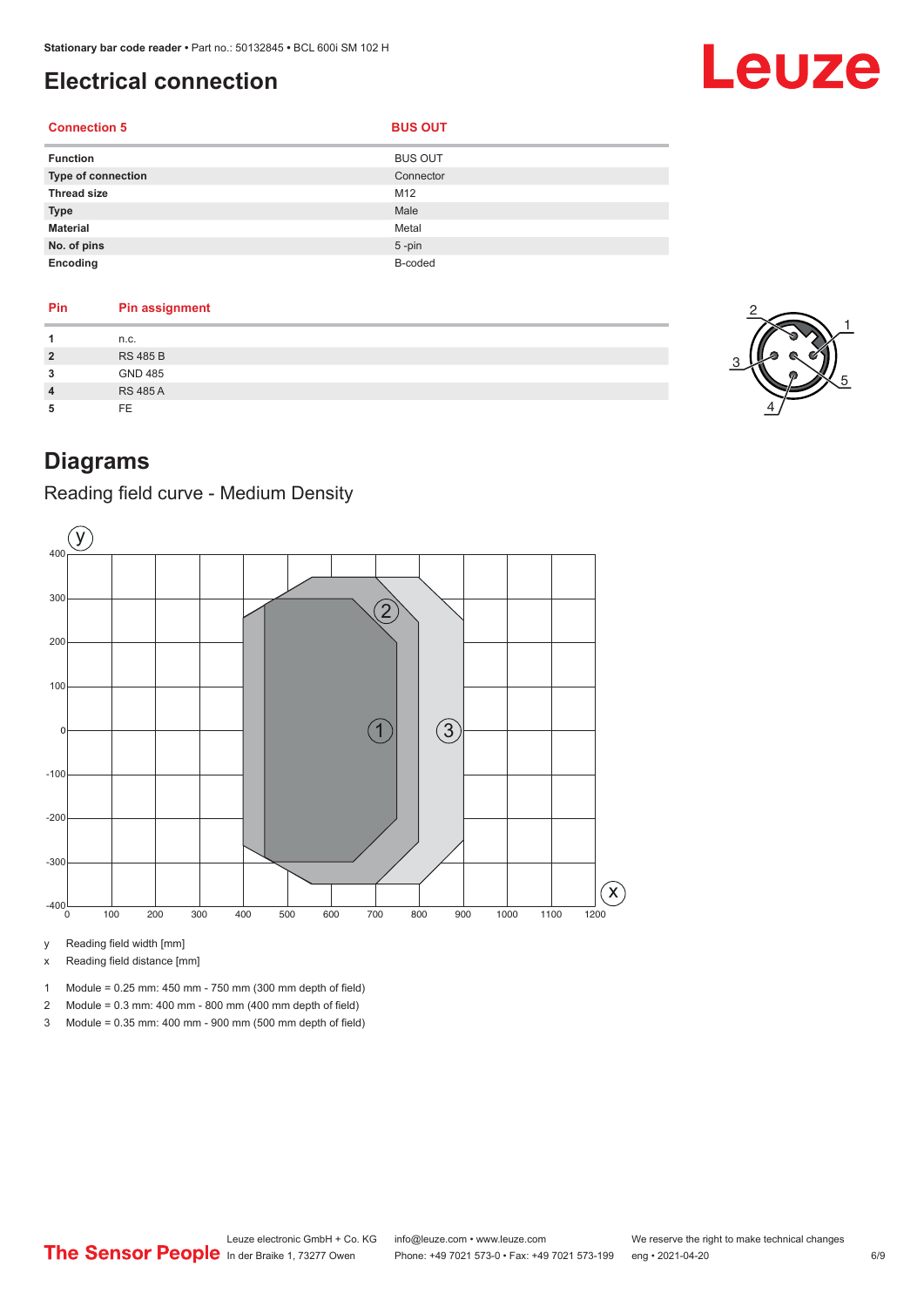# Electrical connection

| Connection 5 | BUS OUT |
|---|---|
| **Function** | BUS OUT |
| **Type of connection** | Connector |
| **Thread size** | M12 |
| **Type** | Male |
| **Material** | Metal |
| **No. of pins** | 5 -pin |
| **Encoding** | B-coded |

| Pin | Pin assignment |
|---|---|
| **1** | n.c. |
| **2** | RS 485 B |
| **3** | GND 485 |
| **4** | RS 485 A |
| **5** | FE |

# Diagrams

## Reading field curve - Medium Density

y Reading field width [mm]

x Reading field distance [mm]

1 Module = 0.25 mm: 450 mm - 750 mm (300 mm depth of field)

2 Module = 0.3 mm: 400 mm - 800 mm (400 mm depth of field)

3 Module = 0.35 mm: 400 mm - 900 mm (500 mm depth of field)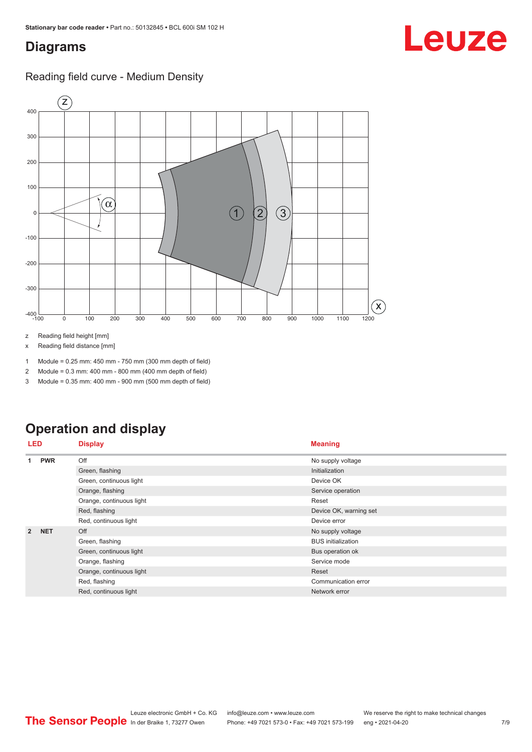# Diagrams

## Reading field curve - Medium Density

z Reading field height [mm]

x Reading field distance [mm]

1 Module = 0.25 mm: 450 mm - 750 mm (300 mm depth of field)

2 Module = 0.3 mm: 400 mm - 800 mm (400 mm depth of field)

3 Module = 0.35 mm: 400 mm - 900 mm (500 mm depth of field)

# Operation and display

| LED | | Display | Meaning |
|---|---|---|---|
| 1 | PWR | Off | No supply voltage |
| | | Green, flashing | Initialization |
| | | Green, continuous light | Device OK |
| | | Orange, flashing | Service operation |
| | | Orange, continuous light | Reset |
| | | Red, flashing | Device OK, warning set |
| | | Red, continuous light | Device error |
| 2 | NET | Off | No supply voltage |
| | | Green, flashing | BUS initialization |
| | | Green, continuous light | Bus operation ok |
| | | Orange, flashing | Service mode |
| | | Orange, continuous light | Reset |
| | | Red, flashing | Communication error |
| | | Red, continuous light | Network error |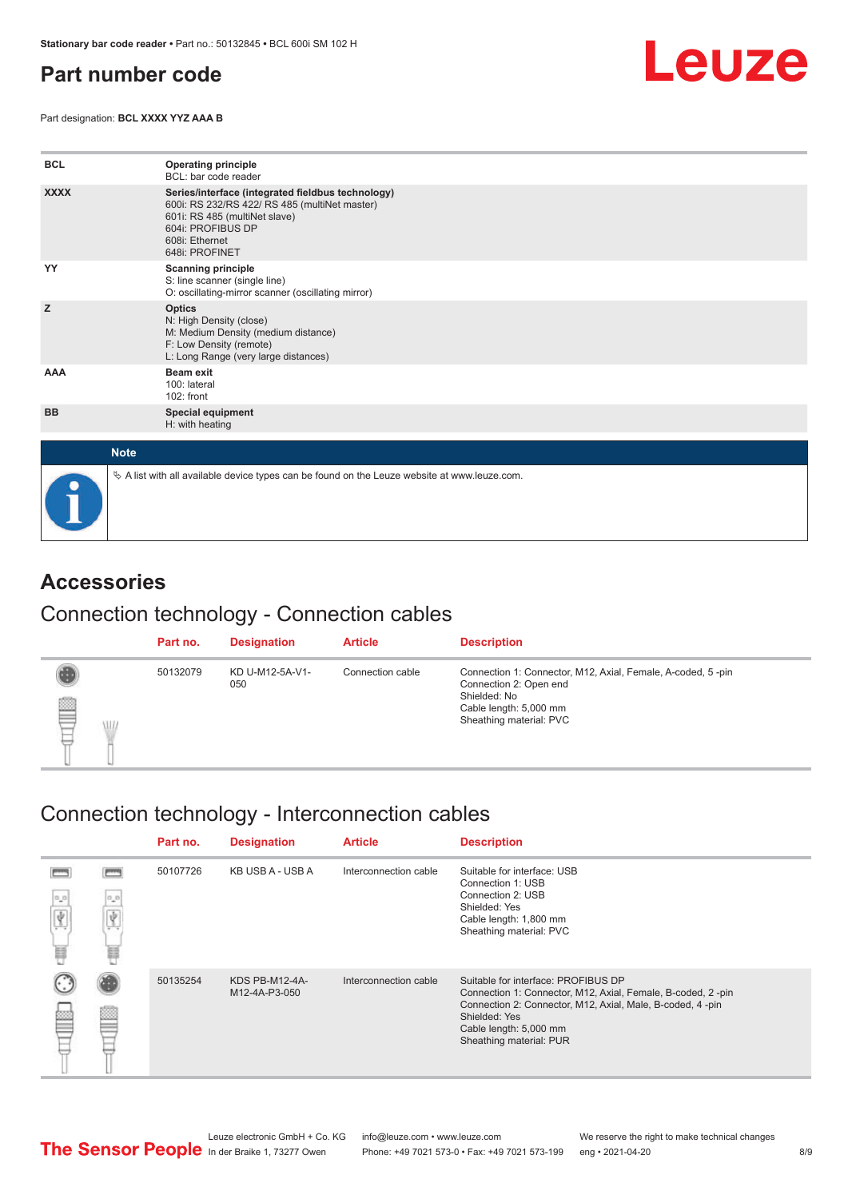# Part number code

Part designation: **BCL XXXX YYZ AAA B**

| | |
|---|---|
| **BCL** | **Operating principle**<br>BCL: bar code reader |
| **XXXX** | **Series/interface (integrated fieldbus technology)**<br>600i: RS 232/RS 422/ RS 485 (multiNet master)<br>601i: RS 485 (multiNet slave)<br>604i: PROFIBUS DP<br>608i: Ethernet<br>648i: PROFINET |
| **YY** | **Scanning principle**<br>S: line scanner (single line)<br>O: oscillating-mirror scanner (oscillating mirror) |
| **Z** | **Optics**<br>N: High Density (close)<br>M: Medium Density (medium distance)<br>F: Low Density (remote)<br>L: Long Range (very large distances) |
| **AAA** | **Beam exit**<br>100: lateral<br>102: front |
| **BB** | **Special equipment**<br>H: with heating |

**Note**

↳ A list with all available device types can be found on the Leuze website at www.leuze.com.

# Accessories

## Connection technology - Connection cables

| Part no. | Designation | Article | Description |
|---|---|---|---|
| 50132079 | KD U-M12-5A-V1-050 | Connection cable | Connection 1: Connector, M12, Axial, Female, A-coded, 5 -pin<br>Connection 2: Open end<br>Shielded: No<br>Cable length: 5,000 mm<br>Sheathing material: PVC |

## Connection technology - Interconnection cables

| Part no. | Designation | Article | Description |
|---|---|---|---|
| 50107726 | KB USB A - USB A | Interconnection cable | Suitable for interface: USB<br>Connection 1: USB<br>Connection 2: USB<br>Shielded: Yes<br>Cable length: 1,800 mm<br>Sheathing material: PVC |
| 50135254 | KDS PB-M12-4A-M12-4A-P3-050 | Interconnection cable | Suitable for interface: PROFIBUS DP<br>Connection 1: Connector, M12, Axial, Female, B-coded, 2 -pin<br>Connection 2: Connector, M12, Axial, Male, B-coded, 4 -pin<br>Shielded: Yes<br>Cable length: 5,000 mm<br>Sheathing material: PUR |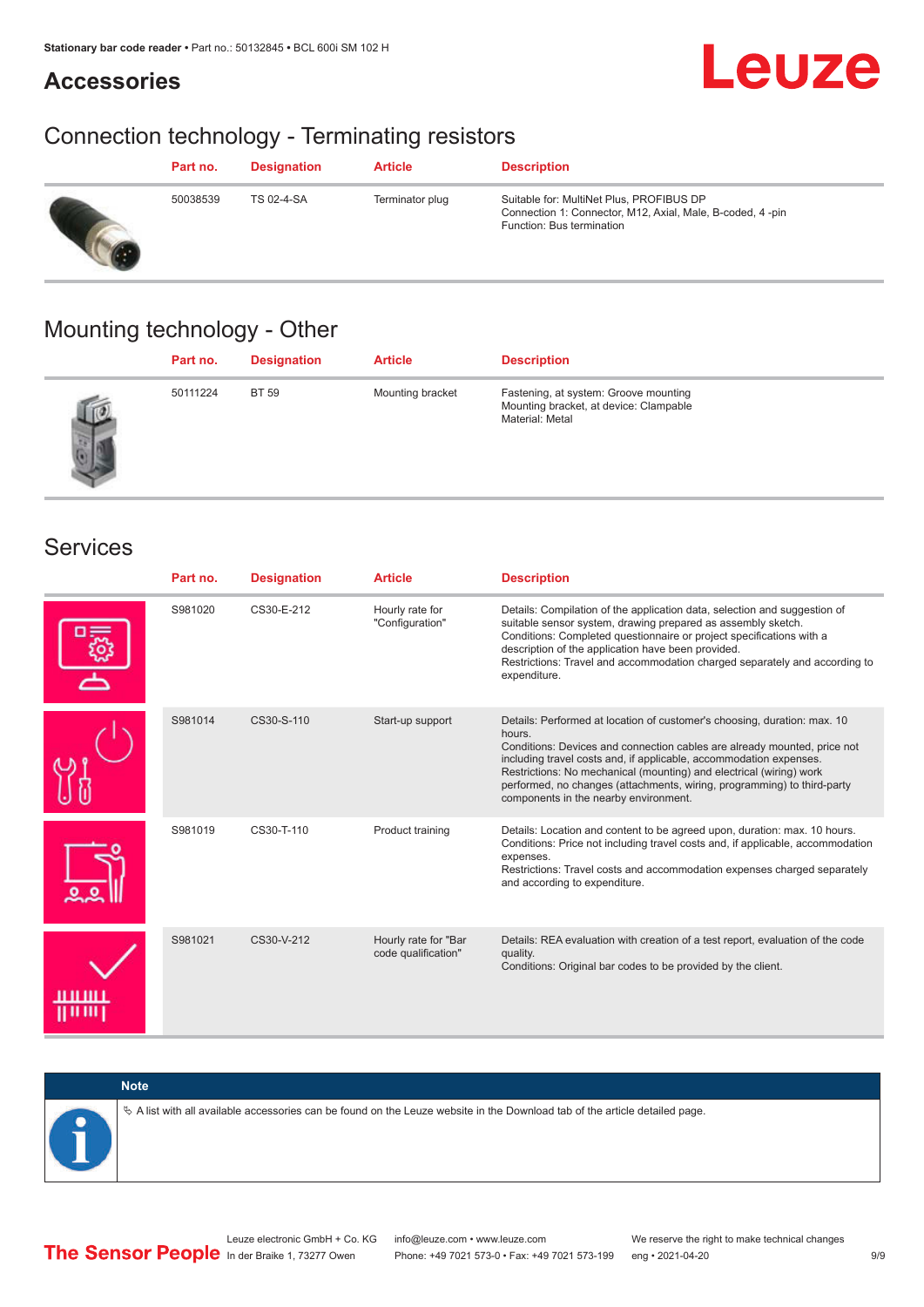## Accessories

## Connection technology - Terminating resistors

| Part no. | Designation | Article | Description |
|---|---|---|---|
| 50038539 | TS 02-4-SA | Terminator plug | Suitable for: MultiNet Plus, PROFIBUS DP<br>Connection 1: Connector, M12, Axial, Male, B-coded, 4 -pin<br>Function: Bus termination |

## Mounting technology - Other

| Part no. | Designation | Article | Description |
|---|---|---|---|
| 50111224 | BT 59 | Mounting bracket | Fastening, at system: Groove mounting<br>Mounting bracket, at device: Clampable<br>Material: Metal |

## Services

| Part no. | Designation | Article | Description |
|---|---|---|---|
| S981020 | CS30-E-212 | Hourly rate for "Configuration" | Details: Compilation of the application data, selection and suggestion of suitable sensor system, drawing prepared as assembly sketch.<br>Conditions: Completed questionnaire or project specifications with a description of the application have been provided.<br>Restrictions: Travel and accommodation charged separately and according to expenditure. |
| S981014 | CS30-S-110 | Start-up support | Details: Performed at location of customer's choosing, duration: max. 10 hours.<br>Conditions: Devices and connection cables are already mounted, price not including travel costs and, if applicable, accommodation expenses.<br>Restrictions: No mechanical (mounting) and electrical (wiring) work performed, no changes (attachments, wiring, programming) to third-party components in the nearby environment. |
| S981019 | CS30-T-110 | Product training | Details: Location and content to be agreed upon, duration: max. 10 hours.<br>Conditions: Price not including travel costs and, if applicable, accommodation expenses.<br>Restrictions: Travel costs and accommodation expenses charged separately and according to expenditure. |
| S981021 | CS30-V-212 | Hourly rate for "Bar code qualification" | Details: REA evaluation with creation of a test report, evaluation of the code quality.<br>Conditions: Original bar codes to be provided by the client. |

**Note**

A list with all available accessories can be found on the Leuze website in the Download tab of the article detailed page.